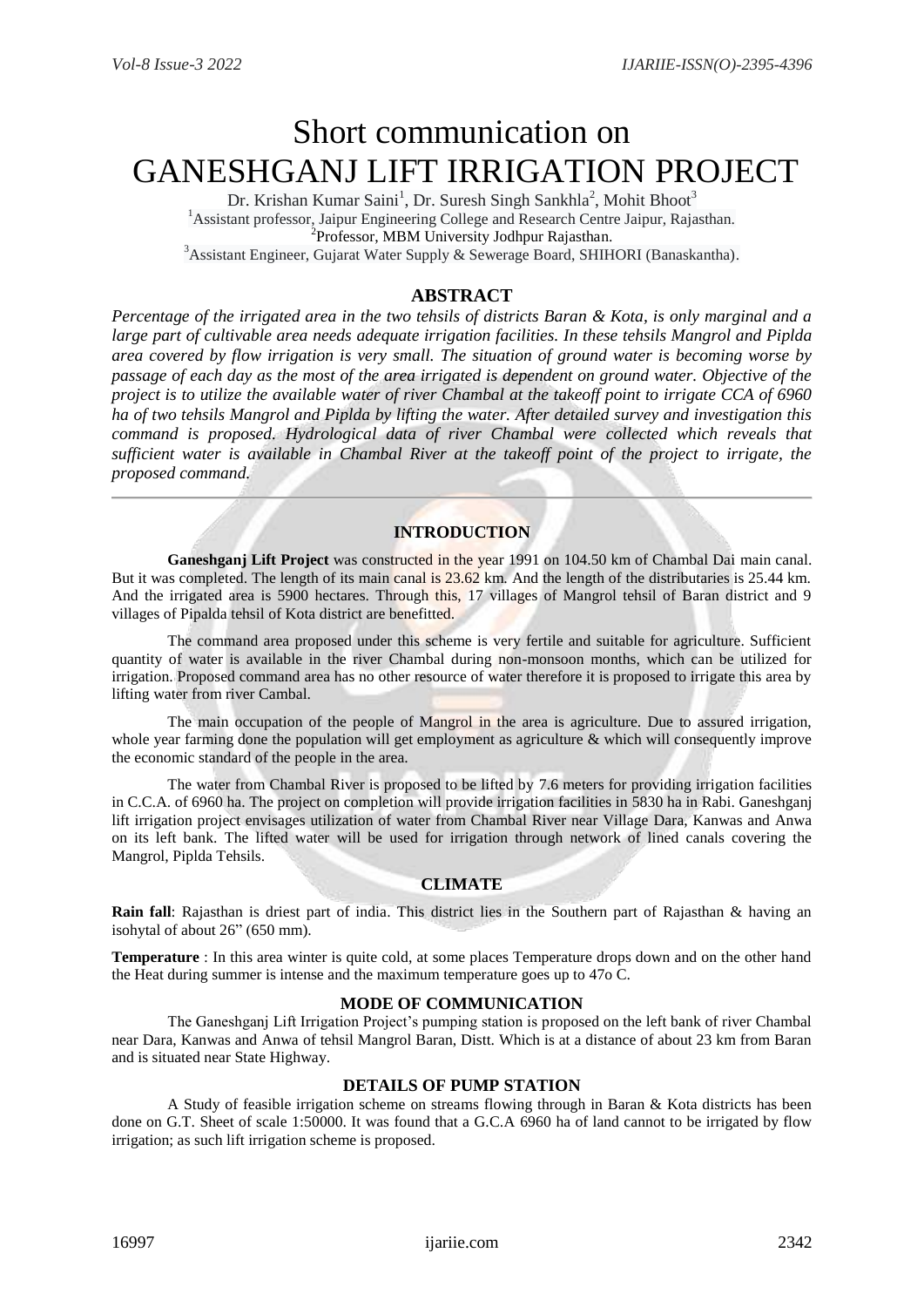# Short communication on GANESHGANJ LIFT IRRIGATION PROJECT

Dr. Krishan Kumar Saini[1], Dr. Suresh Singh Sankhla[2], Mohit Bhoot[3]

[1]Assistant professor, Jaipur Engineering College and Research Centre Jaipur, Rajasthan.
[2]Professor, MBM University Jodhpur Rajasthan.
[3]Assistant Engineer, Gujarat Water Supply & Sewerage Board, SHIHORI (Banaskantha).

## ABSTRACT

*Percentage of the irrigated area in the two tehsils of districts Baran & Kota, is only marginal and a large part of cultivable area needs adequate irrigation facilities. In these tehsils Mangrol and Piplda area covered by flow irrigation is very small. The situation of ground water is becoming worse by passage of each day as the most of the area irrigated is dependent on ground water. Objective of the project is to utilize the available water of river Chambal at the takeoff point to irrigate CCA of 6960 ha of two tehsils Mangrol and Piplda by lifting the water. After detailed survey and investigation this command is proposed. Hydrological data of river Chambal were collected which reveals that sufficient water is available in Chambal River at the takeoff point of the project to irrigate, the proposed command.*

## INTRODUCTION

**Ganeshganj Lift Project** was constructed in the year 1991 on 104.50 km of Chambal Dai main canal. But it was completed. The length of its main canal is 23.62 km. And the length of the distributaries is 25.44 km. And the irrigated area is 5900 hectares. Through this, 17 villages of Mangrol tehsil of Baran district and 9 villages of Pipalda tehsil of Kota district are benefitted.

The command area proposed under this scheme is very fertile and suitable for agriculture. Sufficient quantity of water is available in the river Chambal during non-monsoon months, which can be utilized for irrigation. Proposed command area has no other resource of water therefore it is proposed to irrigate this area by lifting water from river Cambal.

The main occupation of the people of Mangrol in the area is agriculture. Due to assured irrigation, whole year farming done the population will get employment as agriculture & which will consequently improve the economic standard of the people in the area.

The water from Chambal River is proposed to be lifted by 7.6 meters for providing irrigation facilities in C.C.A. of 6960 ha. The project on completion will provide irrigation facilities in 5830 ha in Rabi. Ganeshganj lift irrigation project envisages utilization of water from Chambal River near Village Dara, Kanwas and Anwa on its left bank. The lifted water will be used for irrigation through network of lined canals covering the Mangrol, Piplda Tehsils.

## CLIMATE

**Rain fall**: Rajasthan is driest part of india. This district lies in the Southern part of Rajasthan & having an isohytal of about 26" (650 mm).

**Temperature** : In this area winter is quite cold, at some places Temperature drops down and on the other hand the Heat during summer is intense and the maximum temperature goes up to 47o C.

## MODE OF COMMUNICATION

The Ganeshganj Lift Irrigation Project's pumping station is proposed on the left bank of river Chambal near Dara, Kanwas and Anwa of tehsil Mangrol Baran, Distt. Which is at a distance of about 23 km from Baran and is situated near State Highway.

## DETAILS OF PUMP STATION

A Study of feasible irrigation scheme on streams flowing through in Baran & Kota districts has been done on G.T. Sheet of scale 1:50000. It was found that a G.C.A 6960 ha of land cannot to be irrigated by flow irrigation; as such lift irrigation scheme is proposed.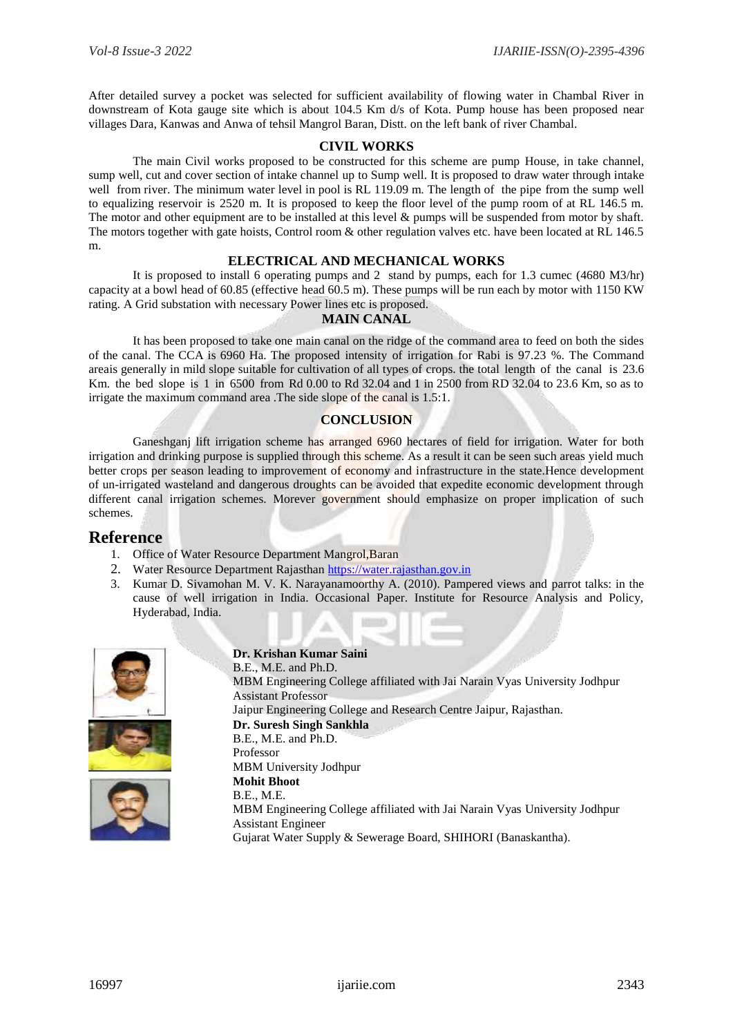After detailed survey a pocket was selected for sufficient availability of flowing water in Chambal River in downstream of Kota gauge site which is about 104.5 Km d/s of Kota. Pump house has been proposed near villages Dara, Kanwas and Anwa of tehsil Mangrol Baran, Distt. on the left bank of river Chambal.

## CIVIL WORKS

The main Civil works proposed to be constructed for this scheme are pump House, in take channel, sump well, cut and cover section of intake channel up to Sump well. It is proposed to draw water through intake well from river. The minimum water level in pool is RL 119.09 m. The length of the pipe from the sump well to equalizing reservoir is 2520 m. It is proposed to keep the floor level of the pump room of at RL 146.5 m. The motor and other equipment are to be installed at this level & pumps will be suspended from motor by shaft. The motors together with gate hoists, Control room & other regulation valves etc. have been located at RL 146.5 m.

## ELECTRICAL AND MECHANICAL WORKS

It is proposed to install 6 operating pumps and 2 stand by pumps, each for 1.3 cumec (4680 M3/hr) capacity at a bowl head of 60.85 (effective head 60.5 m). These pumps will be run each by motor with 1150 KW rating. A Grid substation with necessary Power lines etc is proposed.

## MAIN CANAL

It has been proposed to take one main canal on the ridge of the command area to feed on both the sides of the canal. The CCA is 6960 Ha. The proposed intensity of irrigation for Rabi is 97.23 %. The Command areais generally in mild slope suitable for cultivation of all types of crops. the total length of the canal is 23.6 Km. the bed slope is 1 in 6500 from Rd 0.00 to Rd 32.04 and 1 in 2500 from RD 32.04 to 23.6 Km, so as to irrigate the maximum command area .The side slope of the canal is 1.5:1.

## CONCLUSION

Ganeshganj lift irrigation scheme has arranged 6960 hectares of field for irrigation. Water for both irrigation and drinking purpose is supplied through this scheme. As a result it can be seen such areas yield much better crops per season leading to improvement of economy and infrastructure in the state.Hence development of un-irrigated wasteland and dangerous droughts can be avoided that expedite economic development through different canal irrigation schemes. Morever government should emphasize on proper implication of such schemes.

## Reference

1. Office of Water Resource Department Mangrol,Baran
2. Water Resource Department Rajasthan https://water.rajasthan.gov.in
3. Kumar D. Sivamohan M. V. K. Narayanamoorthy A. (2010). Pampered views and parrot talks: in the cause of well irrigation in India. Occasional Paper. Institute for Resource Analysis and Policy, Hyderabad, India.

**Dr. Krishan Kumar Saini**
B.E., M.E. and Ph.D.
MBM Engineering College affiliated with Jai Narain Vyas University Jodhpur
Assistant Professor
Jaipur Engineering College and Research Centre Jaipur, Rajasthan.

**Dr. Suresh Singh Sankhla**
B.E., M.E. and Ph.D.
Professor
MBM University Jodhpur

**Mohit Bhoot**
B.E., M.E.
MBM Engineering College affiliated with Jai Narain Vyas University Jodhpur
Assistant Engineer
Gujarat Water Supply & Sewerage Board, SHIHORI (Banaskantha).